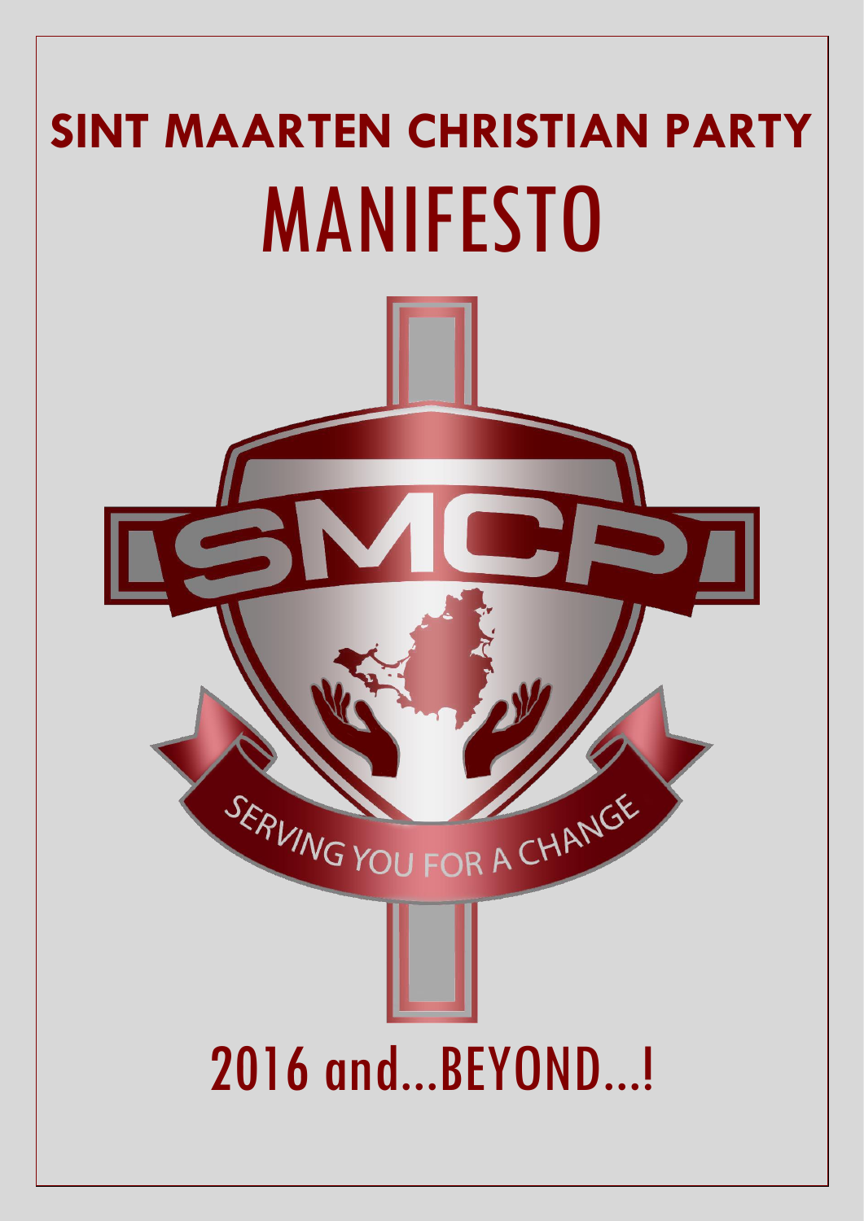# SINT MAARTEN CHRISTIAN PARTY

# MANIFESTO

SMCP

SERVING YOU FOR A CHANGE

## 2016 and...BEYOND...!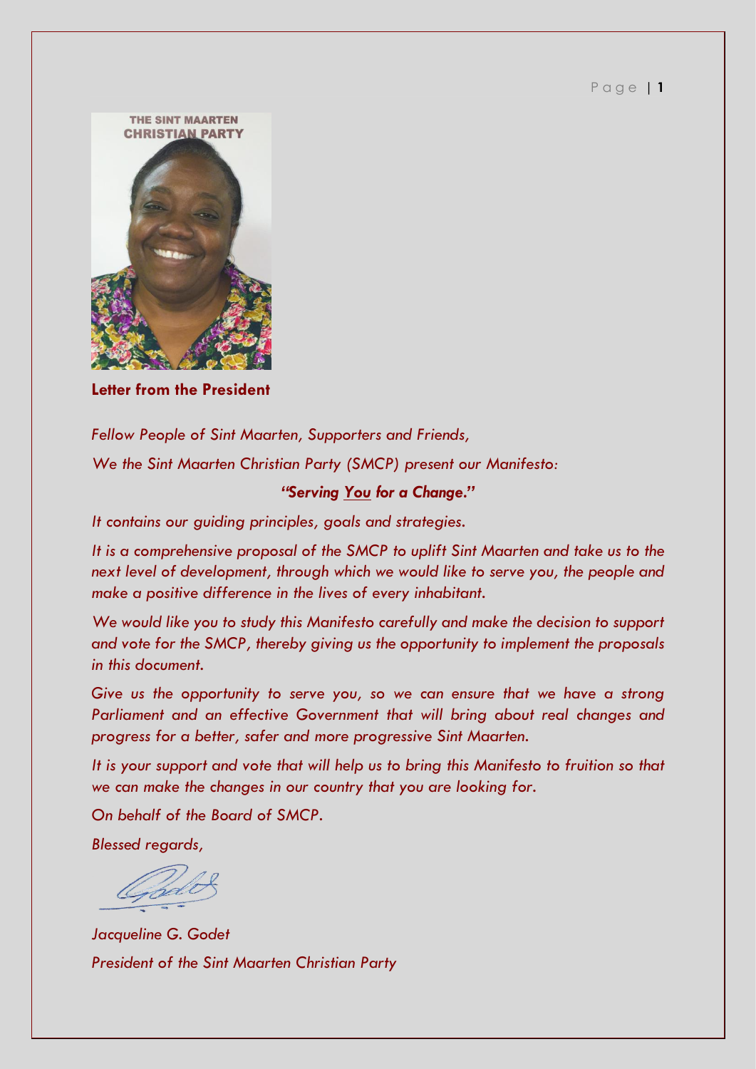## Letter from the President

*Fellow People of Sint Maarten, Supporters and Friends,*

*We the Sint Maarten Christian Party (SMCP) present our Manifesto:*

***"Serving You for a Change."***

*It contains our guiding principles, goals and strategies.*

*It is a comprehensive proposal of the SMCP to uplift Sint Maarten and take us to the next level of development, through which we would like to serve you, the people and make a positive difference in the lives of every inhabitant.*

*We would like you to study this Manifesto carefully and make the decision to support and vote for the SMCP, thereby giving us the opportunity to implement the proposals in this document.*

*Give us the opportunity to serve you, so we can ensure that we have a strong Parliament and an effective Government that will bring about real changes and progress for a better, safer and more progressive Sint Maarten.*

*It is your support and vote that will help us to bring this Manifesto to fruition so that we can make the changes in our country that you are looking for.*

*On behalf of the Board of SMCP.*

*Blessed regards,*

*Jacqueline G. Godet*
*President of the Sint Maarten Christian Party*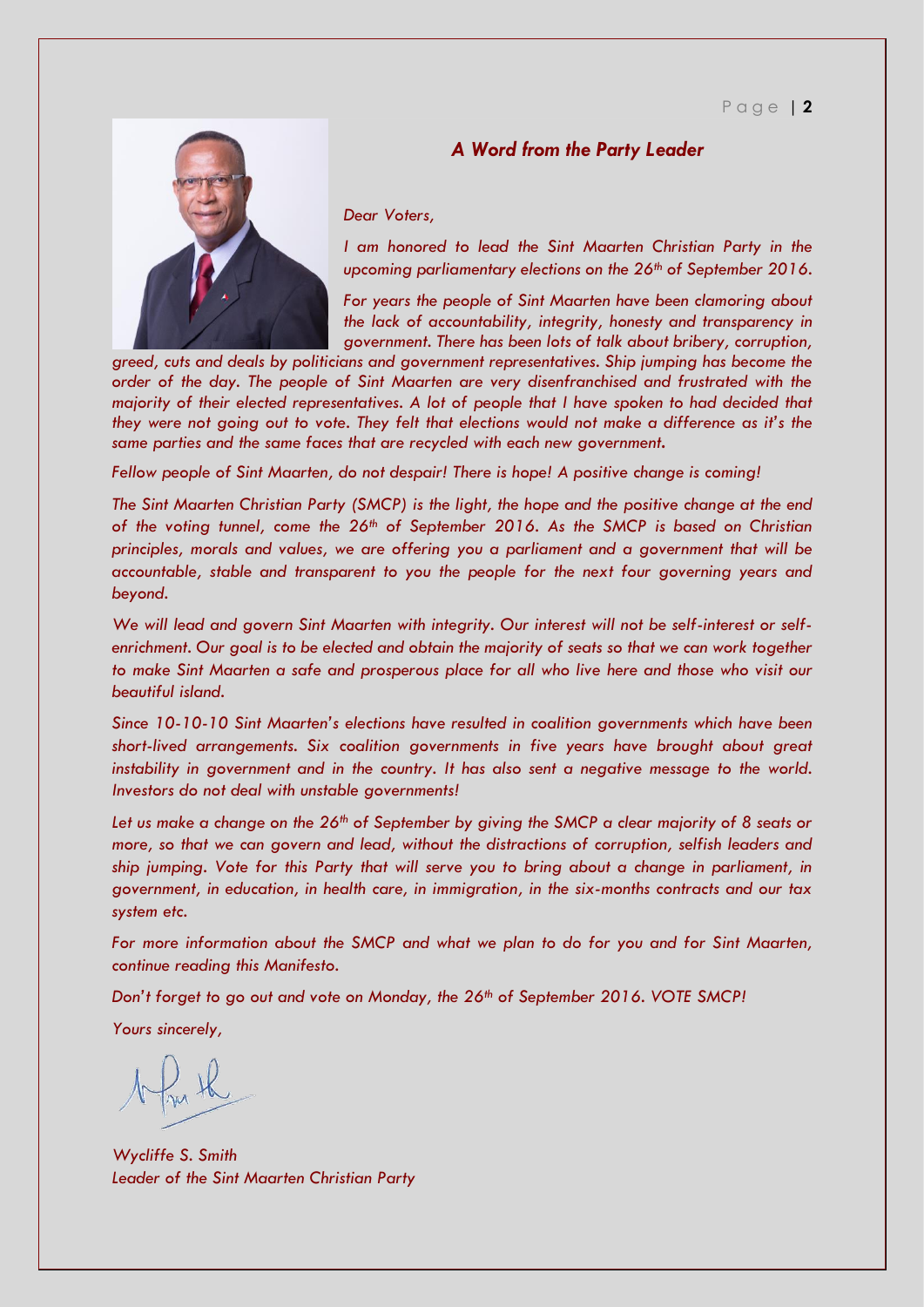## *A Word from the Party Leader*

*Dear Voters,*

*I am honored to lead the Sint Maarten Christian Party in the upcoming parliamentary elections on the 26th of September 2016.*

*For years the people of Sint Maarten have been clamoring about the lack of accountability, integrity, honesty and transparency in government. There has been lots of talk about bribery, corruption, greed, cuts and deals by politicians and government representatives. Ship jumping has become the order of the day. The people of Sint Maarten are very disenfranchised and frustrated with the majority of their elected representatives. A lot of people that I have spoken to had decided that they were not going out to vote. They felt that elections would not make a difference as it's the same parties and the same faces that are recycled with each new government.*

*Fellow people of Sint Maarten, do not despair! There is hope! A positive change is coming!*

*The Sint Maarten Christian Party (SMCP) is the light, the hope and the positive change at the end of the voting tunnel, come the 26th of September 2016. As the SMCP is based on Christian principles, morals and values, we are offering you a parliament and a government that will be accountable, stable and transparent to you the people for the next four governing years and beyond.*

*We will lead and govern Sint Maarten with integrity. Our interest will not be self-interest or self-enrichment. Our goal is to be elected and obtain the majority of seats so that we can work together to make Sint Maarten a safe and prosperous place for all who live here and those who visit our beautiful island.*

*Since 10-10-10 Sint Maarten's elections have resulted in coalition governments which have been short-lived arrangements. Six coalition governments in five years have brought about great instability in government and in the country. It has also sent a negative message to the world. Investors do not deal with unstable governments!*

*Let us make a change on the 26th of September by giving the SMCP a clear majority of 8 seats or more, so that we can govern and lead, without the distractions of corruption, selfish leaders and ship jumping. Vote for this Party that will serve you to bring about a change in parliament, in government, in education, in health care, in immigration, in the six-months contracts and our tax system etc.*

*For more information about the SMCP and what we plan to do for you and for Sint Maarten, continue reading this Manifesto.*

*Don't forget to go out and vote on Monday, the 26th of September 2016. VOTE SMCP!*

*Yours sincerely,*

*Wycliffe S. Smith*
*Leader of the Sint Maarten Christian Party*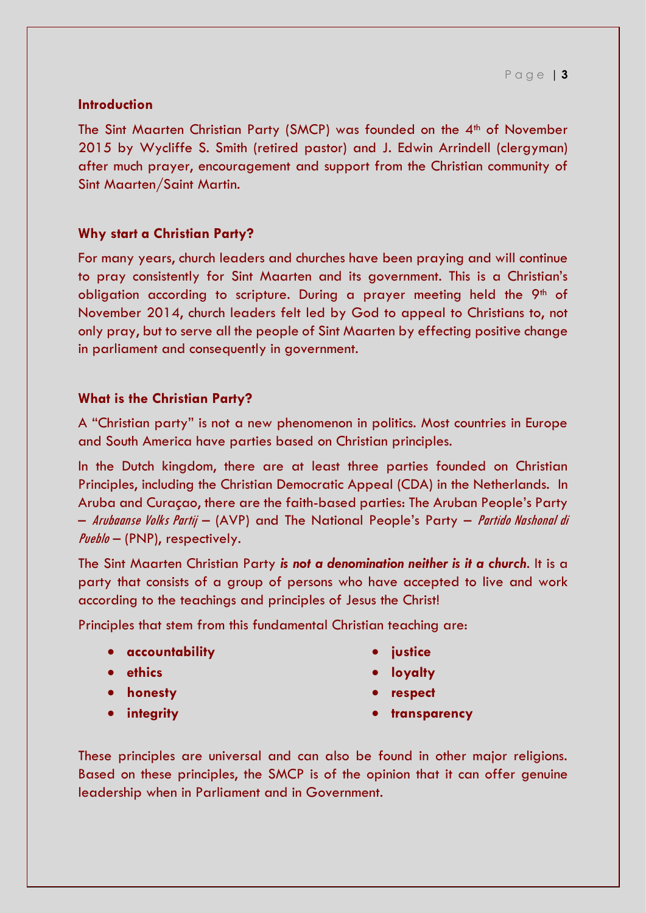## Introduction

The Sint Maarten Christian Party (SMCP) was founded on the 4th of November 2015 by Wycliffe S. Smith (retired pastor) and J. Edwin Arrindell (clergyman) after much prayer, encouragement and support from the Christian community of Sint Maarten/Saint Martin.

## Why start a Christian Party?

For many years, church leaders and churches have been praying and will continue to pray consistently for Sint Maarten and its government. This is a Christian's obligation according to scripture. During a prayer meeting held the 9th of November 2014, church leaders felt led by God to appeal to Christians to, not only pray, but to serve all the people of Sint Maarten by effecting positive change in parliament and consequently in government.

## What is the Christian Party?

A "Christian party" is not a new phenomenon in politics. Most countries in Europe and South America have parties based on Christian principles.

In the Dutch kingdom, there are at least three parties founded on Christian Principles, including the Christian Democratic Appeal (CDA) in the Netherlands. In Aruba and Curaçao, there are the faith-based parties: The Aruban People's Party – *Arubaanse Volks Partij* – (AVP) and The National People's Party – *Partido Nashonal di Pueblo* – (PNP), respectively.

The Sint Maarten Christian Party ***is not a denomination neither is it a church***. It is a party that consists of a group of persons who have accepted to live and work according to the teachings and principles of Jesus the Christ!

Principles that stem from this fundamental Christian teaching are:

- **accountability**
- **ethics**
- **honesty**
- **integrity**
- **justice**
- **loyalty**
- **respect**
- **transparency**

These principles are universal and can also be found in other major religions. Based on these principles, the SMCP is of the opinion that it can offer genuine leadership when in Parliament and in Government.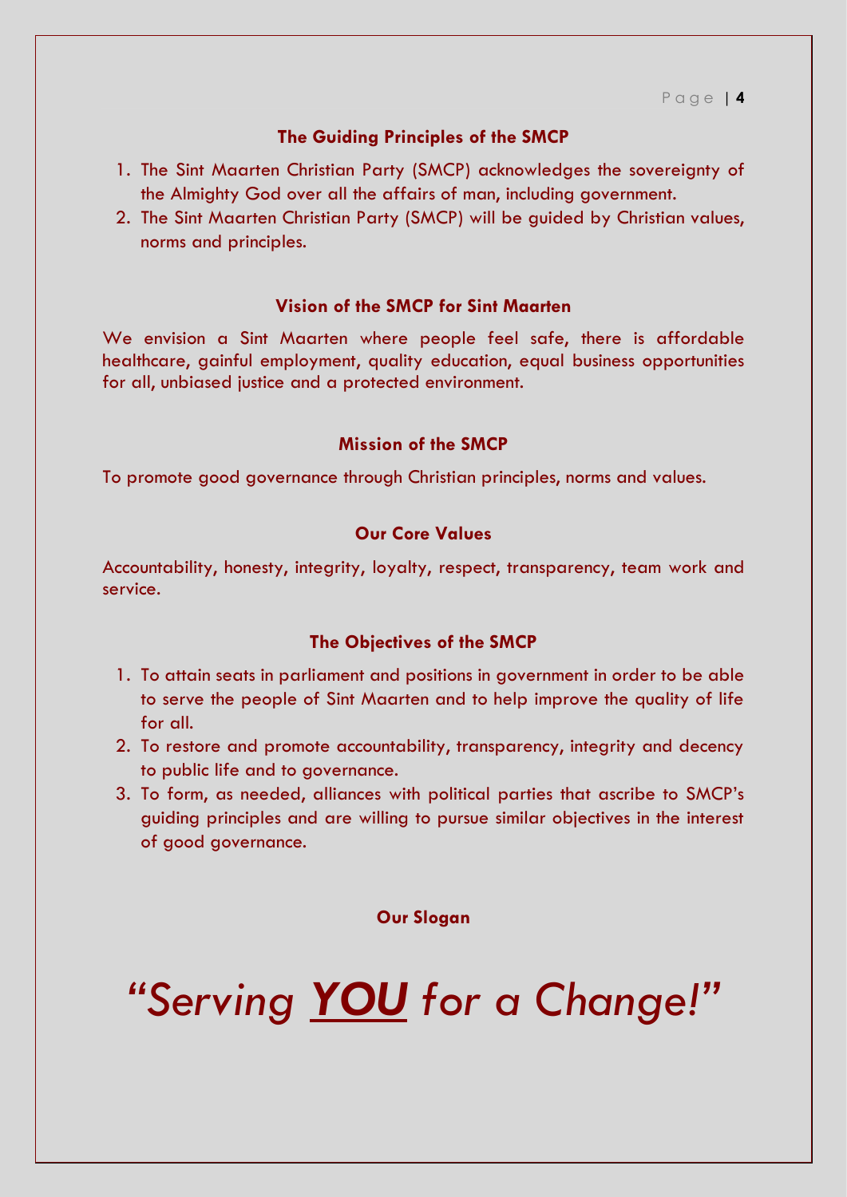## The Guiding Principles of the SMCP

1. The Sint Maarten Christian Party (SMCP) acknowledges the sovereignty of the Almighty God over all the affairs of man, including government.
2. The Sint Maarten Christian Party (SMCP) will be guided by Christian values, norms and principles.

## Vision of the SMCP for Sint Maarten

We envision a Sint Maarten where people feel safe, there is affordable healthcare, gainful employment, quality education, equal business opportunities for all, unbiased justice and a protected environment.

## Mission of the SMCP

To promote good governance through Christian principles, norms and values.

## Our Core Values

Accountability, honesty, integrity, loyalty, respect, transparency, team work and service.

## The Objectives of the SMCP

1. To attain seats in parliament and positions in government in order to be able to serve the people of Sint Maarten and to help improve the quality of life for all.
2. To restore and promote accountability, transparency, integrity and decency to public life and to governance.
3. To form, as needed, alliances with political parties that ascribe to SMCP's guiding principles and are willing to pursue similar objectives in the interest of good governance.

## Our Slogan

# *"Serving <u>**YOU**</u> for a Change!"*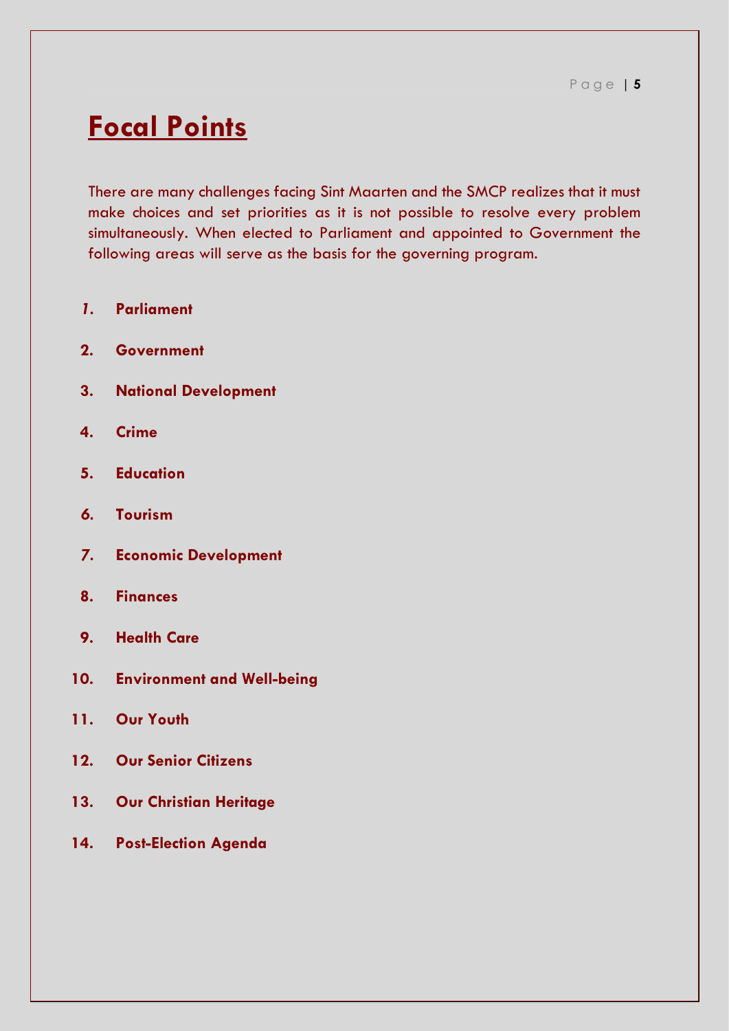# Focal Points

There are many challenges facing Sint Maarten and the SMCP realizes that it must make choices and set priorities as it is not possible to resolve every problem simultaneously. When elected to Parliament and appointed to Government the following areas will serve as the basis for the governing program.

1. **Parliament**
2. **Government**
3. **National Development**
4. **Crime**
5. **Education**
6. **Tourism**
7. **Economic Development**
8. **Finances**
9. **Health Care**
10. **Environment and Well-being**
11. **Our Youth**
12. **Our Senior Citizens**
13. **Our Christian Heritage**
14. **Post-Election Agenda**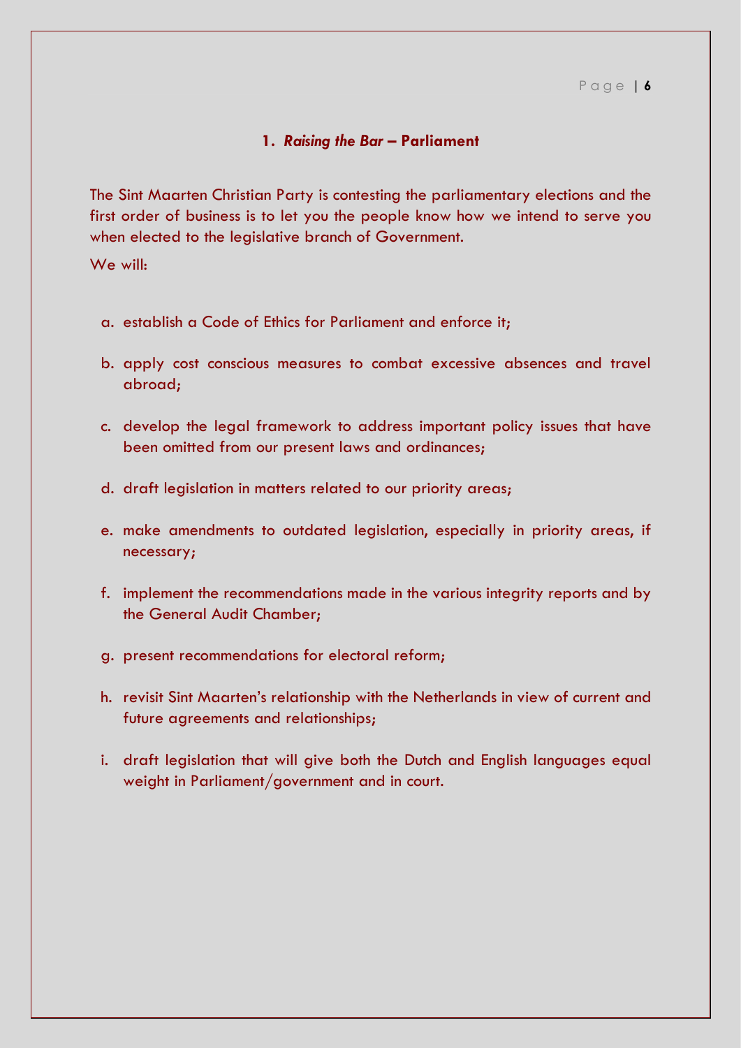## 1. *Raising the Bar* – Parliament

The Sint Maarten Christian Party is contesting the parliamentary elections and the first order of business is to let you the people know how we intend to serve you when elected to the legislative branch of Government.

We will:

a. establish a Code of Ethics for Parliament and enforce it;

b. apply cost conscious measures to combat excessive absences and travel abroad;

c. develop the legal framework to address important policy issues that have been omitted from our present laws and ordinances;

d. draft legislation in matters related to our priority areas;

e. make amendments to outdated legislation, especially in priority areas, if necessary;

f. implement the recommendations made in the various integrity reports and by the General Audit Chamber;

g. present recommendations for electoral reform;

h. revisit Sint Maarten's relationship with the Netherlands in view of current and future agreements and relationships;

i. draft legislation that will give both the Dutch and English languages equal weight in Parliament/government and in court.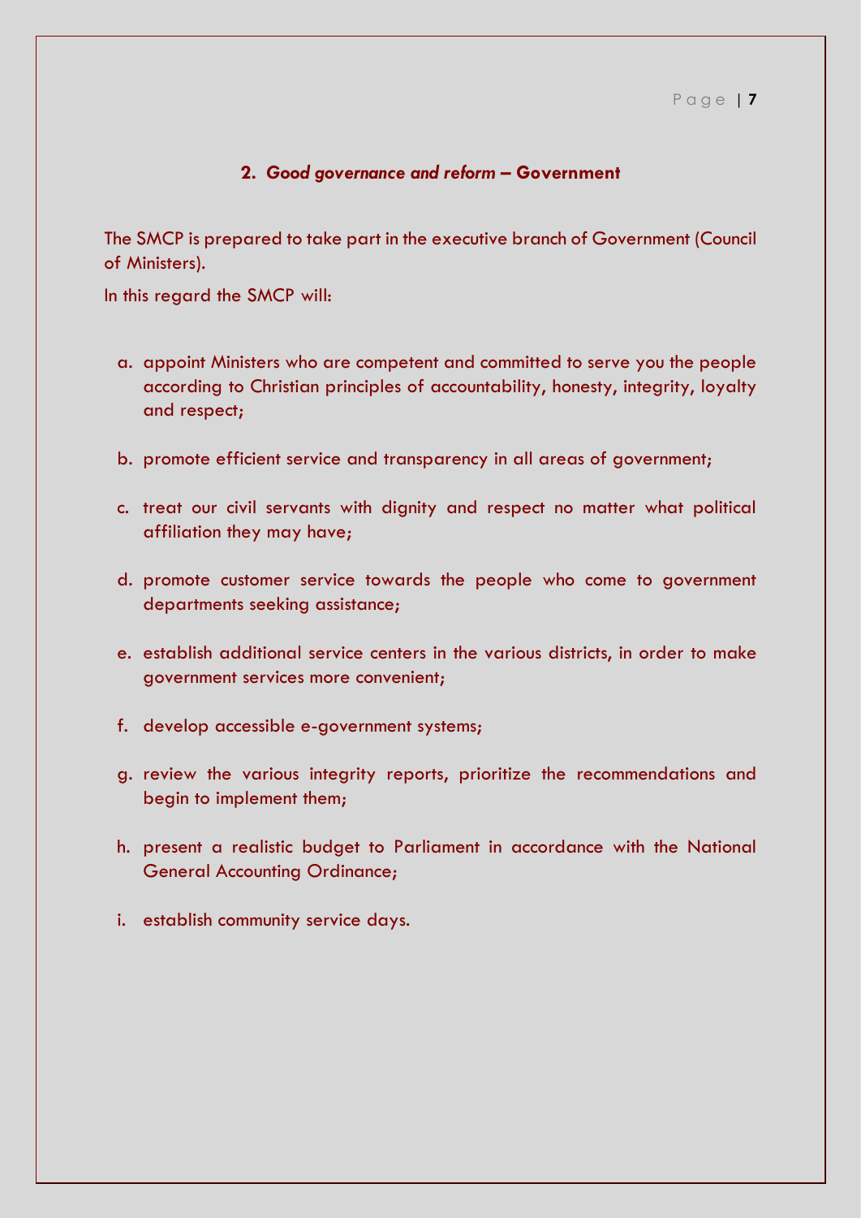## 2. *Good governance and reform* – Government

The SMCP is prepared to take part in the executive branch of Government (Council of Ministers).

In this regard the SMCP will:

a. appoint Ministers who are competent and committed to serve you the people according to Christian principles of accountability, honesty, integrity, loyalty and respect;

b. promote efficient service and transparency in all areas of government;

c. treat our civil servants with dignity and respect no matter what political affiliation they may have;

d. promote customer service towards the people who come to government departments seeking assistance;

e. establish additional service centers in the various districts, in order to make government services more convenient;

f. develop accessible e-government systems;

g. review the various integrity reports, prioritize the recommendations and begin to implement them;

h. present a realistic budget to Parliament in accordance with the National General Accounting Ordinance;

i. establish community service days.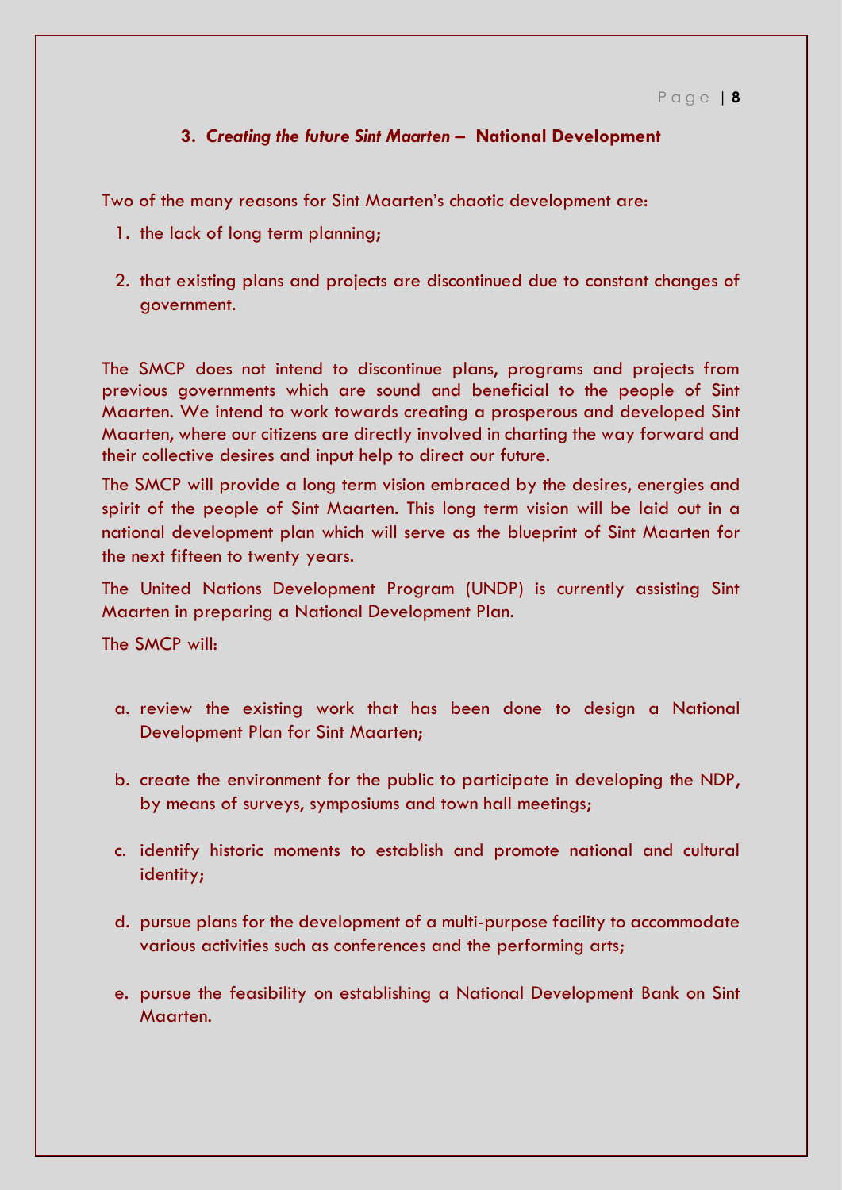## 3. *Creating the future Sint Maarten* – National Development

Two of the many reasons for Sint Maarten's chaotic development are:

1. the lack of long term planning;
2. that existing plans and projects are discontinued due to constant changes of government.

The SMCP does not intend to discontinue plans, programs and projects from previous governments which are sound and beneficial to the people of Sint Maarten. We intend to work towards creating a prosperous and developed Sint Maarten, where our citizens are directly involved in charting the way forward and their collective desires and input help to direct our future.

The SMCP will provide a long term vision embraced by the desires, energies and spirit of the people of Sint Maarten. This long term vision will be laid out in a national development plan which will serve as the blueprint of Sint Maarten for the next fifteen to twenty years.

The United Nations Development Program (UNDP) is currently assisting Sint Maarten in preparing a National Development Plan.

The SMCP will:

a. review the existing work that has been done to design a National Development Plan for Sint Maarten;

b. create the environment for the public to participate in developing the NDP, by means of surveys, symposiums and town hall meetings;

c. identify historic moments to establish and promote national and cultural identity;

d. pursue plans for the development of a multi-purpose facility to accommodate various activities such as conferences and the performing arts;

e. pursue the feasibility on establishing a National Development Bank on Sint Maarten.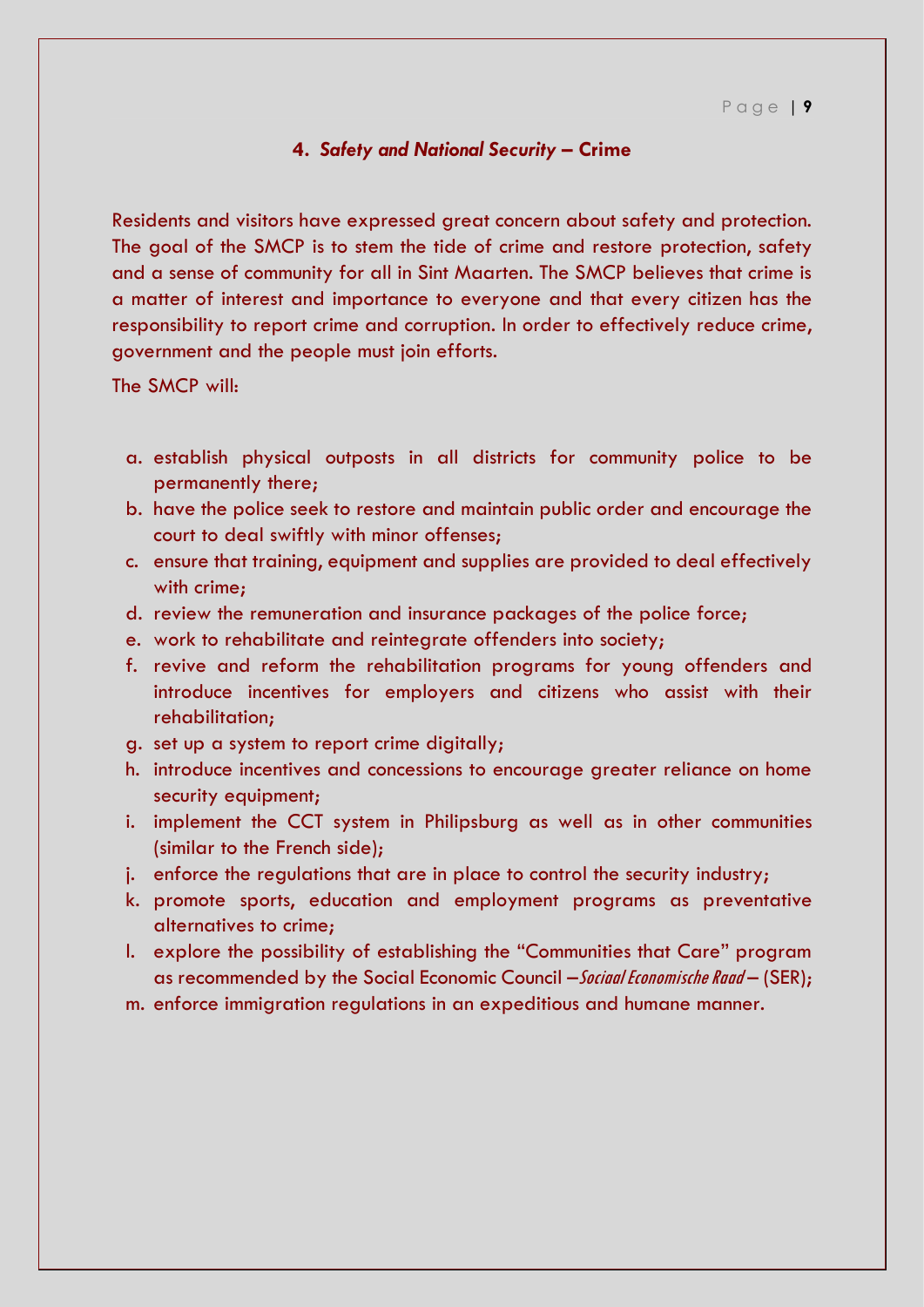## 4. *Safety and National Security* – Crime

Residents and visitors have expressed great concern about safety and protection. The goal of the SMCP is to stem the tide of crime and restore protection, safety and a sense of community for all in Sint Maarten. The SMCP believes that crime is a matter of interest and importance to everyone and that every citizen has the responsibility to report crime and corruption. In order to effectively reduce crime, government and the people must join efforts.

The SMCP will:

a. establish physical outposts in all districts for community police to be permanently there;
b. have the police seek to restore and maintain public order and encourage the court to deal swiftly with minor offenses;
c. ensure that training, equipment and supplies are provided to deal effectively with crime;
d. review the remuneration and insurance packages of the police force;
e. work to rehabilitate and reintegrate offenders into society;
f. revive and reform the rehabilitation programs for young offenders and introduce incentives for employers and citizens who assist with their rehabilitation;
g. set up a system to report crime digitally;
h. introduce incentives and concessions to encourage greater reliance on home security equipment;
i. implement the CCT system in Philipsburg as well as in other communities (similar to the French side);
j. enforce the regulations that are in place to control the security industry;
k. promote sports, education and employment programs as preventative alternatives to crime;
l. explore the possibility of establishing the "Communities that Care" program as recommended by the Social Economic Council –*Sociaal Economische Raad* – (SER);
m. enforce immigration regulations in an expeditious and humane manner.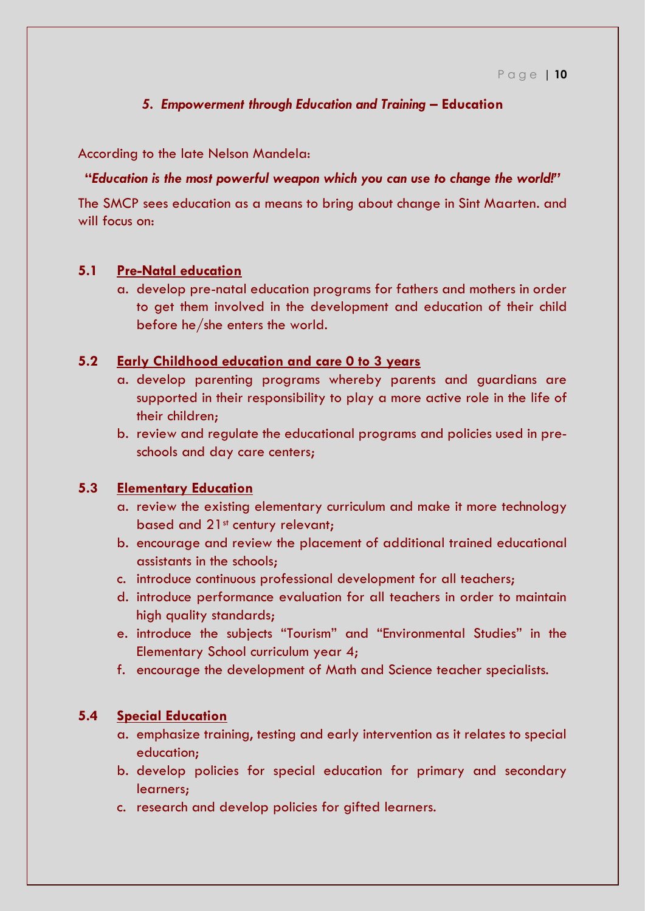## *5. Empowerment through Education and Training* – Education

According to the late Nelson Mandela:

**"*Education is the most powerful weapon which you can use to change the world!*"**

The SMCP sees education as a means to bring about change in Sint Maarten. and will focus on:

### 5.1 Pre-Natal education

a. develop pre-natal education programs for fathers and mothers in order to get them involved in the development and education of their child before he/she enters the world.

### 5.2 Early Childhood education and care 0 to 3 years

a. develop parenting programs whereby parents and guardians are supported in their responsibility to play a more active role in the life of their children;
b. review and regulate the educational programs and policies used in pre-schools and day care centers;

### 5.3 Elementary Education

a. review the existing elementary curriculum and make it more technology based and 21st century relevant;
b. encourage and review the placement of additional trained educational assistants in the schools;
c. introduce continuous professional development for all teachers;
d. introduce performance evaluation for all teachers in order to maintain high quality standards;
e. introduce the subjects "Tourism" and "Environmental Studies" in the Elementary School curriculum year 4;
f. encourage the development of Math and Science teacher specialists.

### 5.4 Special Education

a. emphasize training, testing and early intervention as it relates to special education;
b. develop policies for special education for primary and secondary learners;
c. research and develop policies for gifted learners.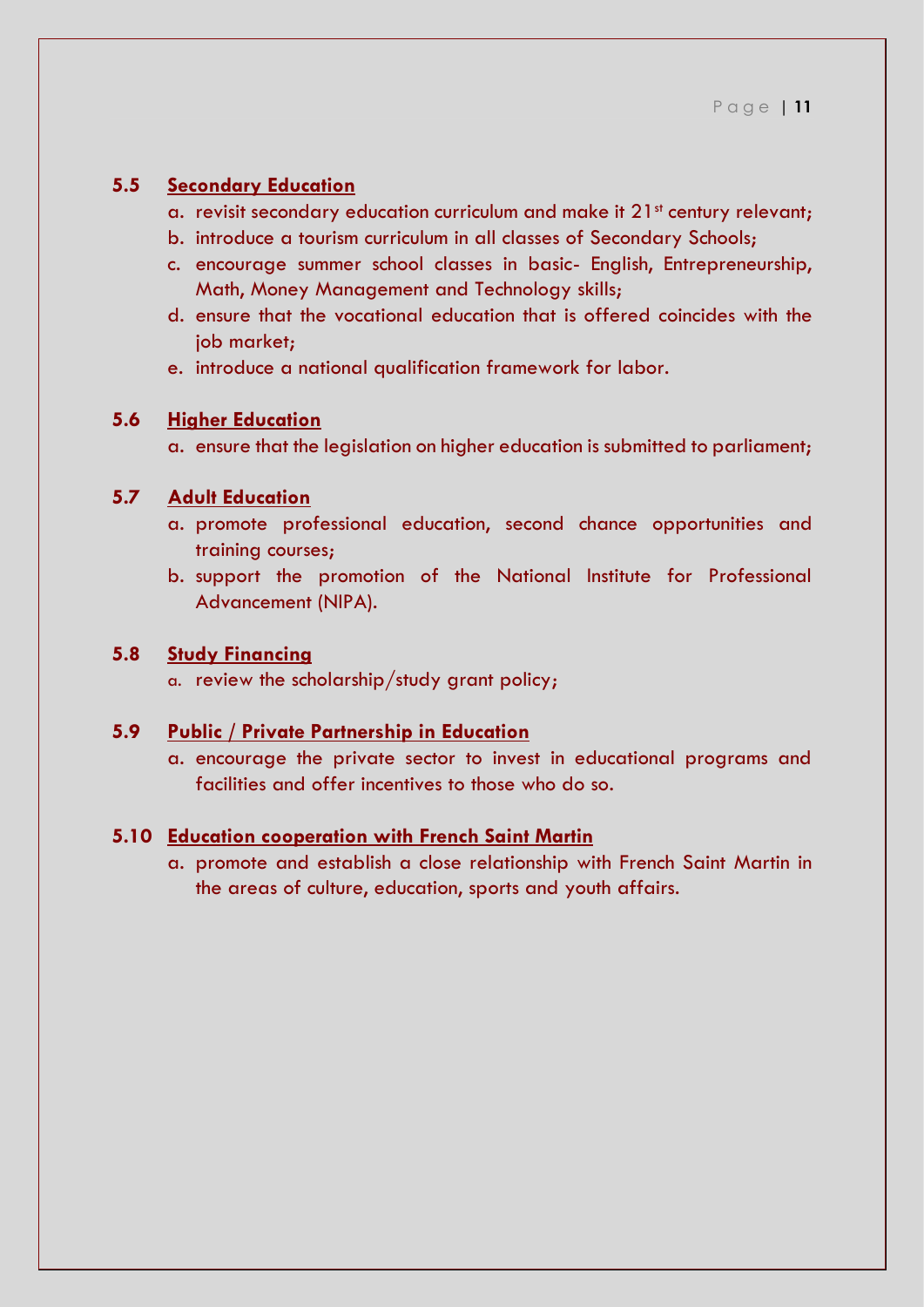### 5.5 **Secondary Education**

a. revisit secondary education curriculum and make it 21st century relevant;
b. introduce a tourism curriculum in all classes of Secondary Schools;
c. encourage summer school classes in basic- English, Entrepreneurship, Math, Money Management and Technology skills;
d. ensure that the vocational education that is offered coincides with the job market;
e. introduce a national qualification framework for labor.

### 5.6 **Higher Education**

a. ensure that the legislation on higher education is submitted to parliament;

### 5.7 **Adult Education**

a. promote professional education, second chance opportunities and training courses;
b. support the promotion of the National Institute for Professional Advancement (NIPA).

### 5.8 **Study Financing**

a. review the scholarship/study grant policy;

### 5.9 **Public / Private Partnership in Education**

a. encourage the private sector to invest in educational programs and facilities and offer incentives to those who do so.

### 5.10 **Education cooperation with French Saint Martin**

a. promote and establish a close relationship with French Saint Martin in the areas of culture, education, sports and youth affairs.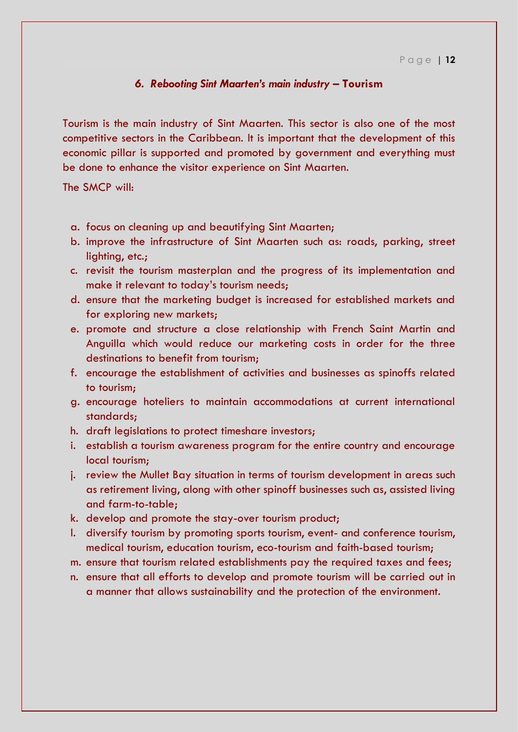## *6. Rebooting Sint Maarten's main industry* – **Tourism**

Tourism is the main industry of Sint Maarten. This sector is also one of the most competitive sectors in the Caribbean. It is important that the development of this economic pillar is supported and promoted by government and everything must be done to enhance the visitor experience on Sint Maarten.

The SMCP will:

a. focus on cleaning up and beautifying Sint Maarten;
b. improve the infrastructure of Sint Maarten such as: roads, parking, street lighting, etc.;
c. revisit the tourism masterplan and the progress of its implementation and make it relevant to today's tourism needs;
d. ensure that the marketing budget is increased for established markets and for exploring new markets;
e. promote and structure a close relationship with French Saint Martin and Anguilla which would reduce our marketing costs in order for the three destinations to benefit from tourism;
f. encourage the establishment of activities and businesses as spinoffs related to tourism;
g. encourage hoteliers to maintain accommodations at current international standards;
h. draft legislations to protect timeshare investors;
i. establish a tourism awareness program for the entire country and encourage local tourism;
j. review the Mullet Bay situation in terms of tourism development in areas such as retirement living, along with other spinoff businesses such as, assisted living and farm-to-table;
k. develop and promote the stay-over tourism product;
l. diversify tourism by promoting sports tourism, event- and conference tourism, medical tourism, education tourism, eco-tourism and faith-based tourism;
m. ensure that tourism related establishments pay the required taxes and fees;
n. ensure that all efforts to develop and promote tourism will be carried out in a manner that allows sustainability and the protection of the environment.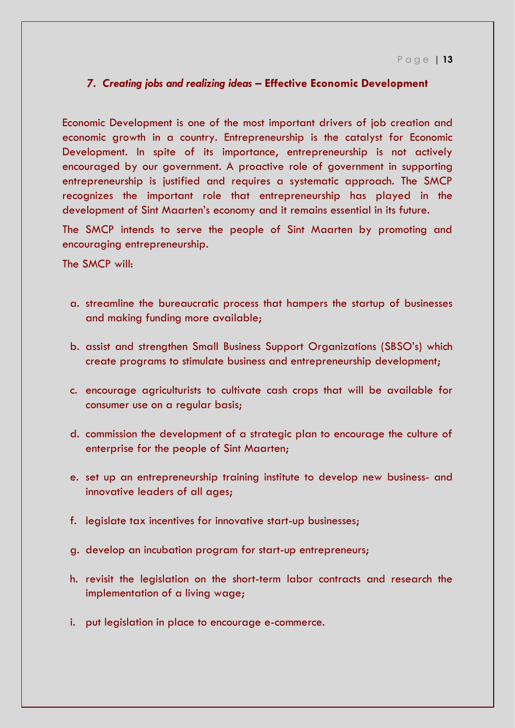## *7. Creating jobs and realizing ideas* – **Effective Economic Development**

Economic Development is one of the most important drivers of job creation and economic growth in a country. Entrepreneurship is the catalyst for Economic Development. In spite of its importance, entrepreneurship is not actively encouraged by our government. A proactive role of government in supporting entrepreneurship is justified and requires a systematic approach. The SMCP recognizes the important role that entrepreneurship has played in the development of Sint Maarten's economy and it remains essential in its future.

The SMCP intends to serve the people of Sint Maarten by promoting and encouraging entrepreneurship.

The SMCP will:

a. streamline the bureaucratic process that hampers the startup of businesses and making funding more available;

b. assist and strengthen Small Business Support Organizations (SBSO's) which create programs to stimulate business and entrepreneurship development;

c. encourage agriculturists to cultivate cash crops that will be available for consumer use on a regular basis;

d. commission the development of a strategic plan to encourage the culture of enterprise for the people of Sint Maarten;

e. set up an entrepreneurship training institute to develop new business- and innovative leaders of all ages;

f. legislate tax incentives for innovative start-up businesses;

g. develop an incubation program for start-up entrepreneurs;

h. revisit the legislation on the short-term labor contracts and research the implementation of a living wage;

i. put legislation in place to encourage e-commerce.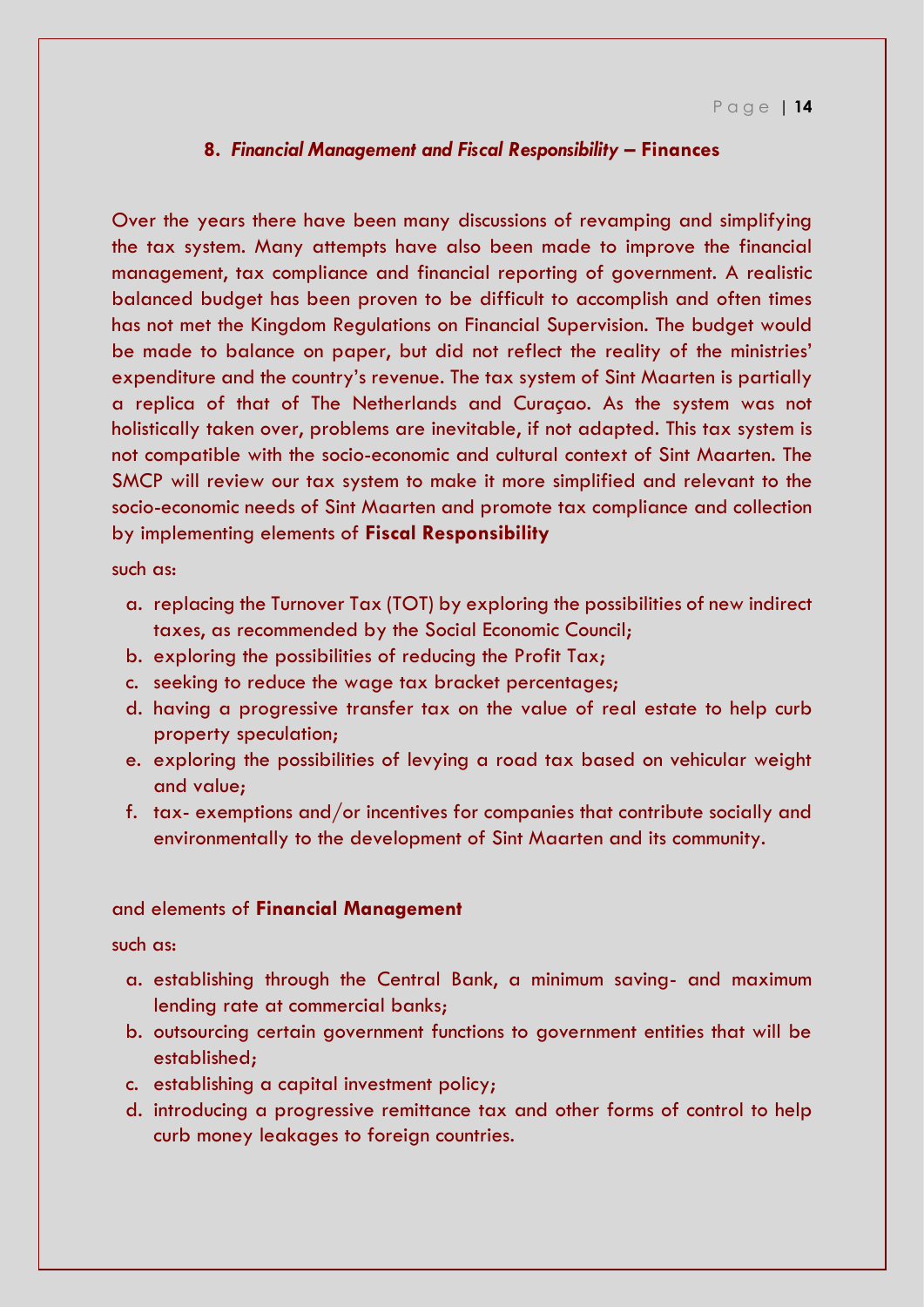## 8. *Financial Management and Fiscal Responsibility* – Finances

Over the years there have been many discussions of revamping and simplifying the tax system. Many attempts have also been made to improve the financial management, tax compliance and financial reporting of government. A realistic balanced budget has been proven to be difficult to accomplish and often times has not met the Kingdom Regulations on Financial Supervision. The budget would be made to balance on paper, but did not reflect the reality of the ministries' expenditure and the country's revenue. The tax system of Sint Maarten is partially a replica of that of The Netherlands and Curaçao. As the system was not holistically taken over, problems are inevitable, if not adapted. This tax system is not compatible with the socio-economic and cultural context of Sint Maarten. The SMCP will review our tax system to make it more simplified and relevant to the socio-economic needs of Sint Maarten and promote tax compliance and collection by implementing elements of **Fiscal Responsibility**

such as:

a. replacing the Turnover Tax (TOT) by exploring the possibilities of new indirect taxes, as recommended by the Social Economic Council;
b. exploring the possibilities of reducing the Profit Tax;
c. seeking to reduce the wage tax bracket percentages;
d. having a progressive transfer tax on the value of real estate to help curb property speculation;
e. exploring the possibilities of levying a road tax based on vehicular weight and value;
f. tax- exemptions and/or incentives for companies that contribute socially and environmentally to the development of Sint Maarten and its community.

and elements of **Financial Management**

such as:

a. establishing through the Central Bank, a minimum saving- and maximum lending rate at commercial banks;
b. outsourcing certain government functions to government entities that will be established;
c. establishing a capital investment policy;
d. introducing a progressive remittance tax and other forms of control to help curb money leakages to foreign countries.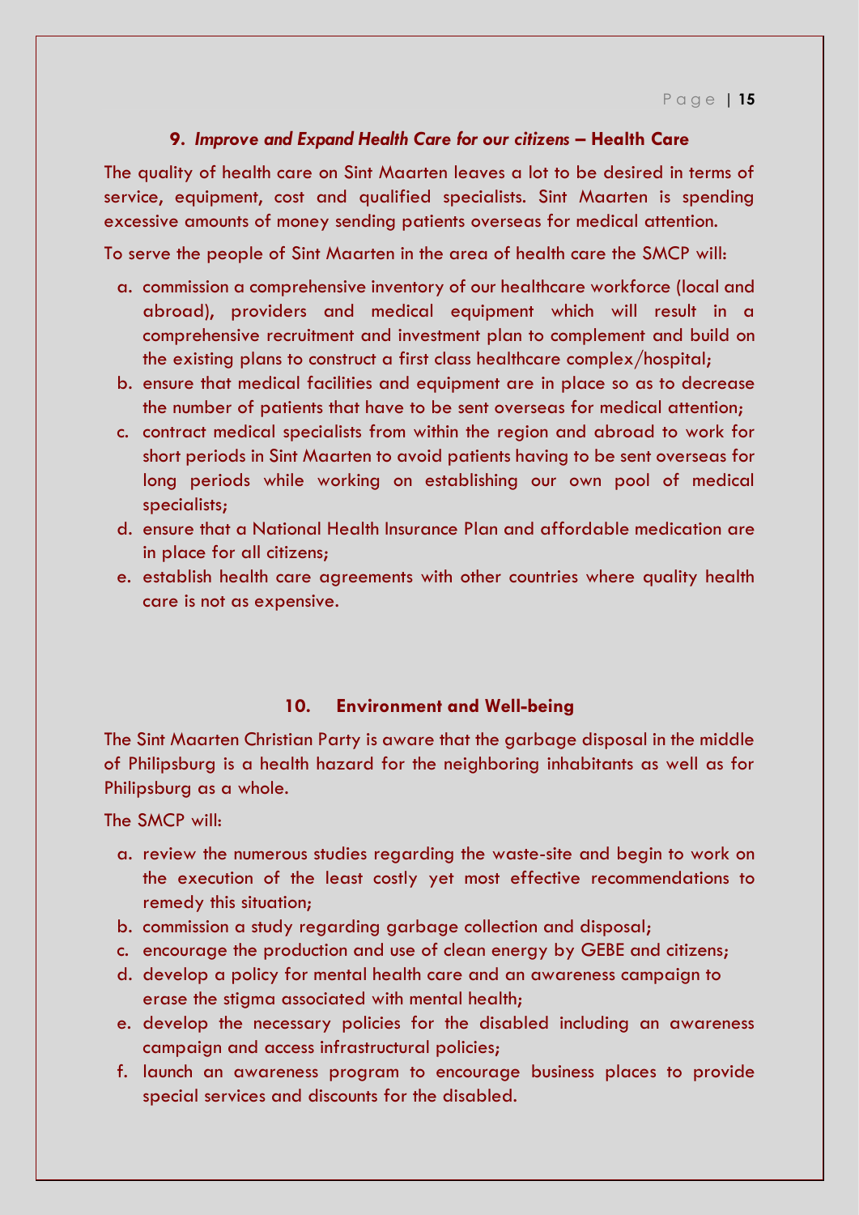### 9. *Improve and Expand Health Care for our citizens* – Health Care

The quality of health care on Sint Maarten leaves a lot to be desired in terms of service, equipment, cost and qualified specialists. Sint Maarten is spending excessive amounts of money sending patients overseas for medical attention.

To serve the people of Sint Maarten in the area of health care the SMCP will:

a. commission a comprehensive inventory of our healthcare workforce (local and abroad), providers and medical equipment which will result in a comprehensive recruitment and investment plan to complement and build on the existing plans to construct a first class healthcare complex/hospital;
b. ensure that medical facilities and equipment are in place so as to decrease the number of patients that have to be sent overseas for medical attention;
c. contract medical specialists from within the region and abroad to work for short periods in Sint Maarten to avoid patients having to be sent overseas for long periods while working on establishing our own pool of medical specialists;
d. ensure that a National Health Insurance Plan and affordable medication are in place for all citizens;
e. establish health care agreements with other countries where quality health care is not as expensive.

### 10. Environment and Well-being

The Sint Maarten Christian Party is aware that the garbage disposal in the middle of Philipsburg is a health hazard for the neighboring inhabitants as well as for Philipsburg as a whole.

The SMCP will:

a. review the numerous studies regarding the waste-site and begin to work on the execution of the least costly yet most effective recommendations to remedy this situation;
b. commission a study regarding garbage collection and disposal;
c. encourage the production and use of clean energy by GEBE and citizens;
d. develop a policy for mental health care and an awareness campaign to erase the stigma associated with mental health;
e. develop the necessary policies for the disabled including an awareness campaign and access infrastructural policies;
f. launch an awareness program to encourage business places to provide special services and discounts for the disabled.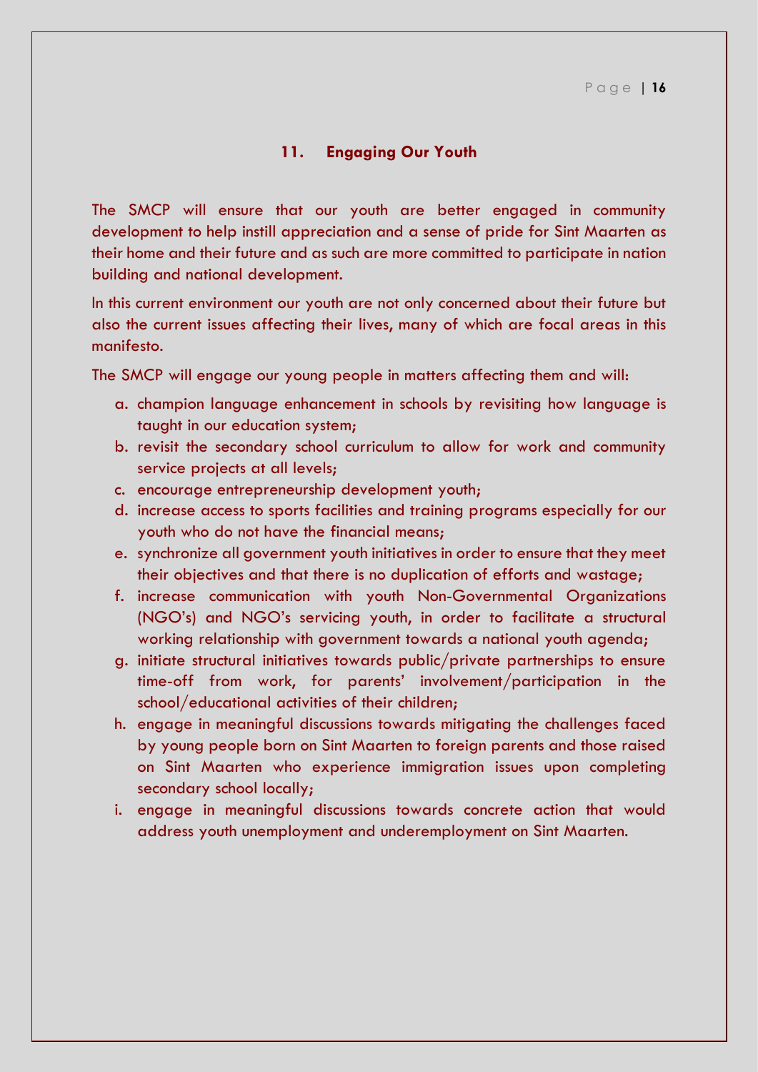## 11. Engaging Our Youth

The SMCP will ensure that our youth are better engaged in community development to help instill appreciation and a sense of pride for Sint Maarten as their home and their future and as such are more committed to participate in nation building and national development.

In this current environment our youth are not only concerned about their future but also the current issues affecting their lives, many of which are focal areas in this manifesto.

The SMCP will engage our young people in matters affecting them and will:

a. champion language enhancement in schools by revisiting how language is taught in our education system;
b. revisit the secondary school curriculum to allow for work and community service projects at all levels;
c. encourage entrepreneurship development youth;
d. increase access to sports facilities and training programs especially for our youth who do not have the financial means;
e. synchronize all government youth initiatives in order to ensure that they meet their objectives and that there is no duplication of efforts and wastage;
f. increase communication with youth Non-Governmental Organizations (NGO's) and NGO's servicing youth, in order to facilitate a structural working relationship with government towards a national youth agenda;
g. initiate structural initiatives towards public/private partnerships to ensure time-off from work, for parents' involvement/participation in the school/educational activities of their children;
h. engage in meaningful discussions towards mitigating the challenges faced by young people born on Sint Maarten to foreign parents and those raised on Sint Maarten who experience immigration issues upon completing secondary school locally;
i. engage in meaningful discussions towards concrete action that would address youth unemployment and underemployment on Sint Maarten.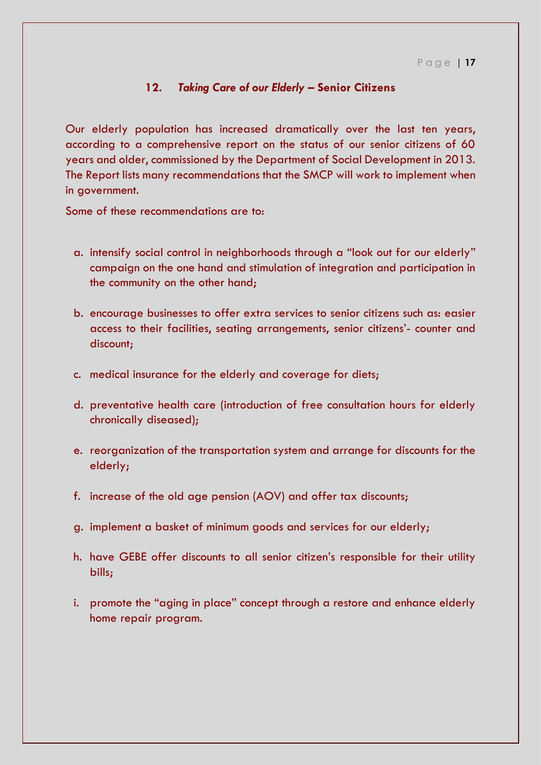## 12. *Taking Care of our Elderly* – Senior Citizens

Our elderly population has increased dramatically over the last ten years, according to a comprehensive report on the status of our senior citizens of 60 years and older, commissioned by the Department of Social Development in 2013. The Report lists many recommendations that the SMCP will work to implement when in government.

Some of these recommendations are to:

a. intensify social control in neighborhoods through a "look out for our elderly" campaign on the one hand and stimulation of integration and participation in the community on the other hand;

b. encourage businesses to offer extra services to senior citizens such as: easier access to their facilities, seating arrangements, senior citizens'- counter and discount;

c. medical insurance for the elderly and coverage for diets;

d. preventative health care (introduction of free consultation hours for elderly chronically diseased);

e. reorganization of the transportation system and arrange for discounts for the elderly;

f. increase of the old age pension (AOV) and offer tax discounts;

g. implement a basket of minimum goods and services for our elderly;

h. have GEBE offer discounts to all senior citizen's responsible for their utility bills;

i. promote the "aging in place" concept through a restore and enhance elderly home repair program.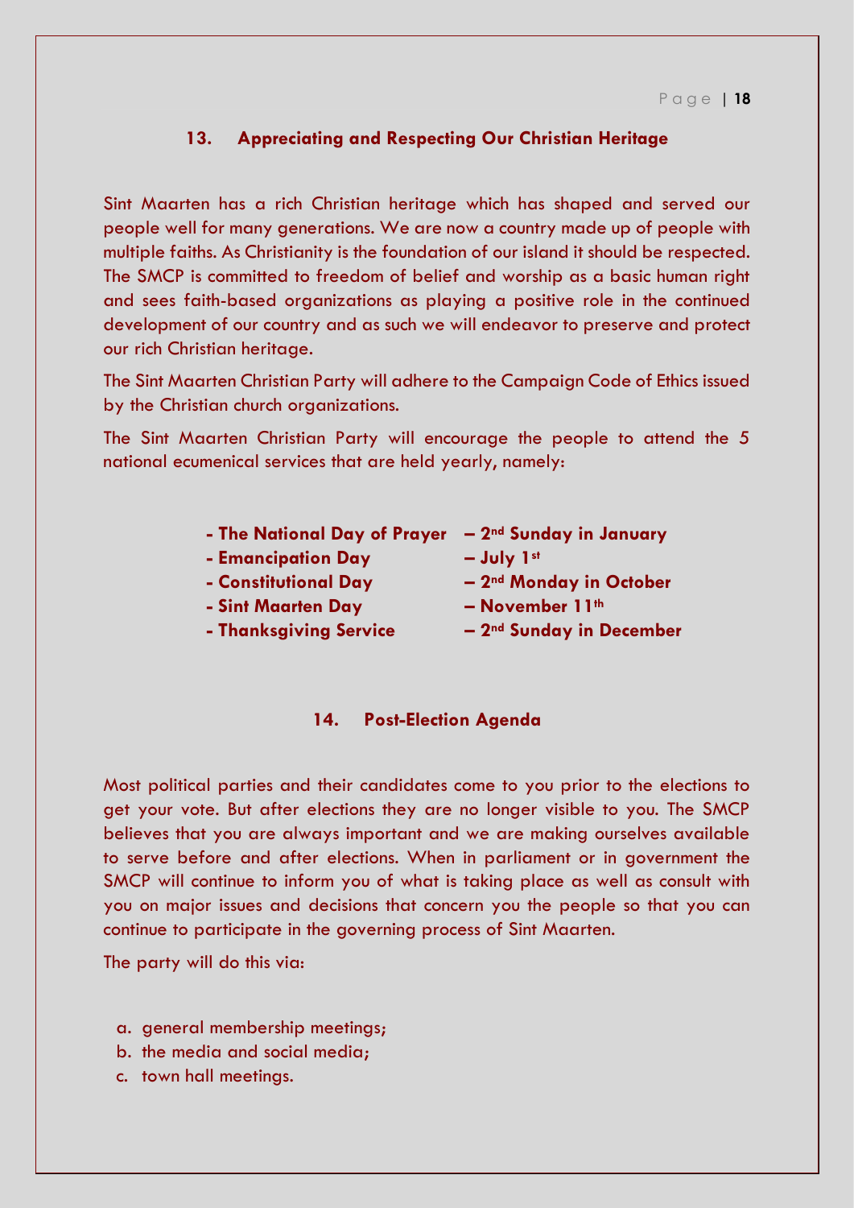## 13. Appreciating and Respecting Our Christian Heritage

Sint Maarten has a rich Christian heritage which has shaped and served our people well for many generations. We are now a country made up of people with multiple faiths. As Christianity is the foundation of our island it should be respected. The SMCP is committed to freedom of belief and worship as a basic human right and sees faith-based organizations as playing a positive role in the continued development of our country and as such we will endeavor to preserve and protect our rich Christian heritage.

The Sint Maarten Christian Party will adhere to the Campaign Code of Ethics issued by the Christian church organizations.

The Sint Maarten Christian Party will encourage the people to attend the 5 national ecumenical services that are held yearly, namely:

- **The National Day of Prayer – 2nd Sunday in January**
- **Emancipation Day – July 1st**
- **Constitutional Day – 2nd Monday in October**
- **Sint Maarten Day – November 11th**
- **Thanksgiving Service – 2nd Sunday in December**

## 14. Post-Election Agenda

Most political parties and their candidates come to you prior to the elections to get your vote. But after elections they are no longer visible to you. The SMCP believes that you are always important and we are making ourselves available to serve before and after elections. When in parliament or in government the SMCP will continue to inform you of what is taking place as well as consult with you on major issues and decisions that concern you the people so that you can continue to participate in the governing process of Sint Maarten.

The party will do this via:

a. general membership meetings;
b. the media and social media;
c. town hall meetings.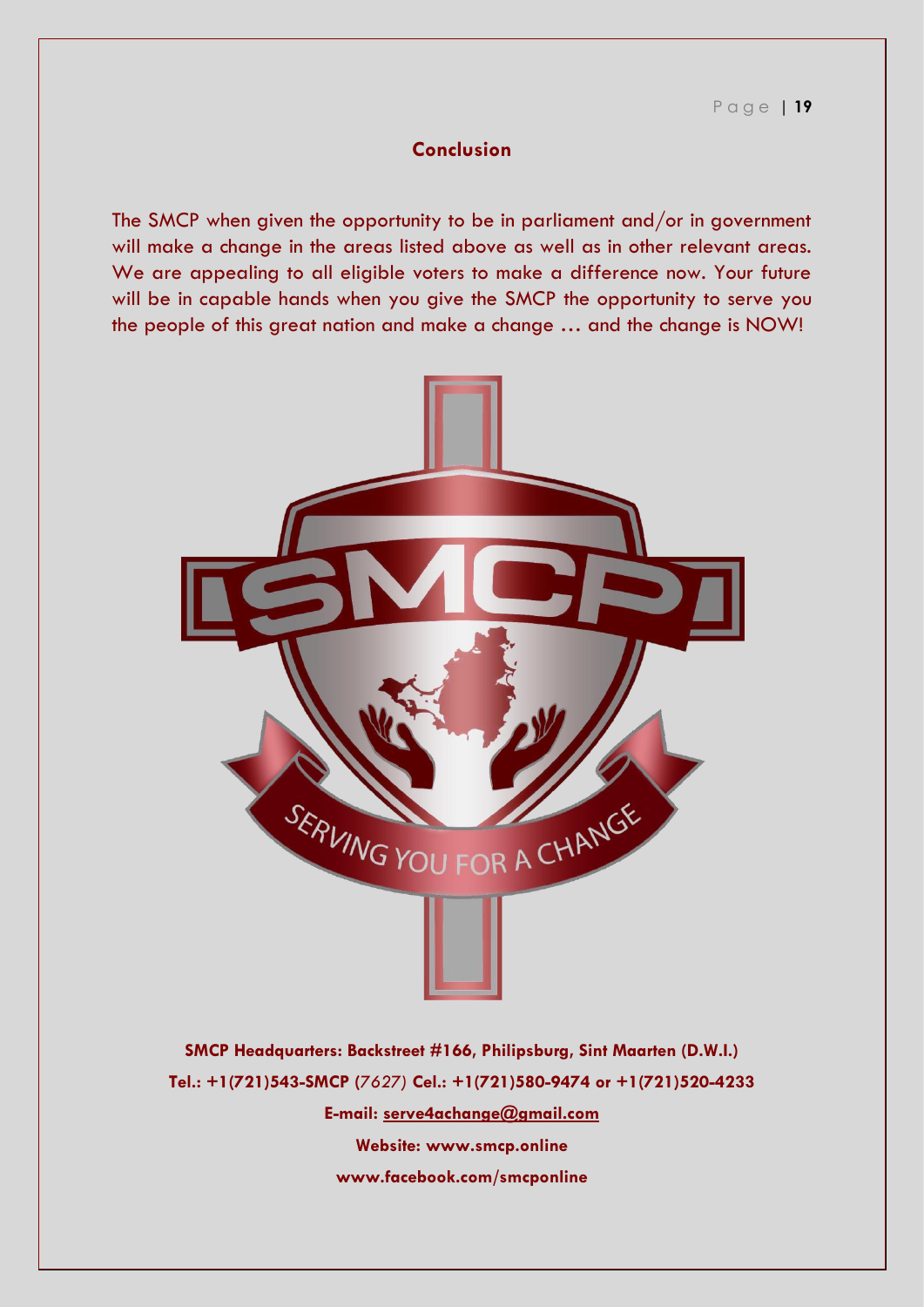## Conclusion

The SMCP when given the opportunity to be in parliament and/or in government will make a change in the areas listed above as well as in other relevant areas. We are appealing to all eligible voters to make a difference now. Your future will be in capable hands when you give the SMCP the opportunity to serve you the people of this great nation and make a change … and the change is NOW!

**SMCP Headquarters: Backstreet #166, Philipsburg, Sint Maarten (D.W.I.)**

**Tel.: +1(721)543-SMCP** *(7627)* **Cel.: +1(721)580-9474 or +1(721)520-4233**

**E-mail: serve4achange@gmail.com**

**Website: www.smcp.online**

**www.facebook.com/smcponline**